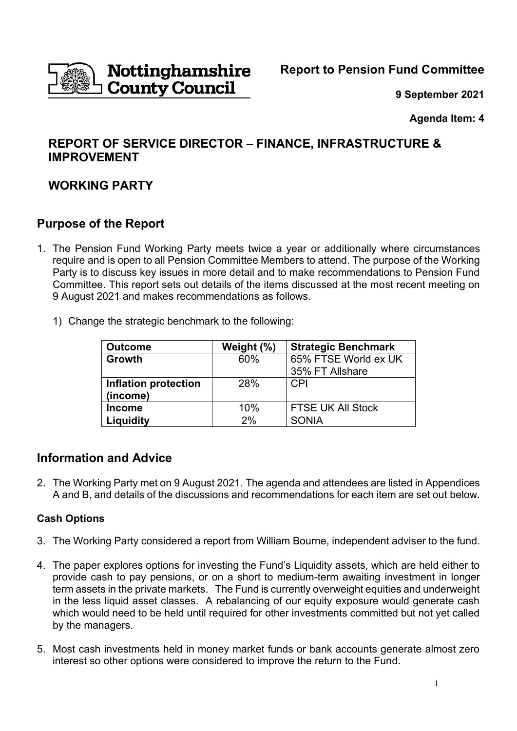Nottinghamshire County Council

**Report to Pension Fund Committee**

**9 September 2021**

**Agenda Item: 4**

## REPORT OF SERVICE DIRECTOR – FINANCE, INFRASTRUCTURE & IMPROVEMENT

## WORKING PARTY

## Purpose of the Report

1. The Pension Fund Working Party meets twice a year or additionally where circumstances require and is open to all Pension Committee Members to attend. The purpose of the Working Party is to discuss key issues in more detail and to make recommendations to Pension Fund Committee. This report sets out details of the items discussed at the most recent meeting on 9 August 2021 and makes recommendations as follows.

   1) Change the strategic benchmark to the following:

| Outcome | Weight (%) | Strategic Benchmark |
|---|---|---|
| **Growth** | 60% | 65% FTSE World ex UK<br>35% FT Allshare |
| **Inflation protection (income)** | 28% | CPI |
| **Income** | 10% | FTSE UK All Stock |
| **Liquidity** | 2% | SONIA |

## Information and Advice

2. The Working Party met on 9 August 2021. The agenda and attendees are listed in Appendices A and B, and details of the discussions and recommendations for each item are set out below.

### Cash Options

3. The Working Party considered a report from William Bourne, independent adviser to the fund.

4. The paper explores options for investing the Fund's Liquidity assets, which are held either to provide cash to pay pensions, or on a short to medium-term awaiting investment in longer term assets in the private markets. The Fund is currently overweight equities and underweight in the less liquid asset classes. A rebalancing of our equity exposure would generate cash which would need to be held until required for other investments committed but not yet called by the managers.

5. Most cash investments held in money market funds or bank accounts generate almost zero interest so other options were considered to improve the return to the Fund.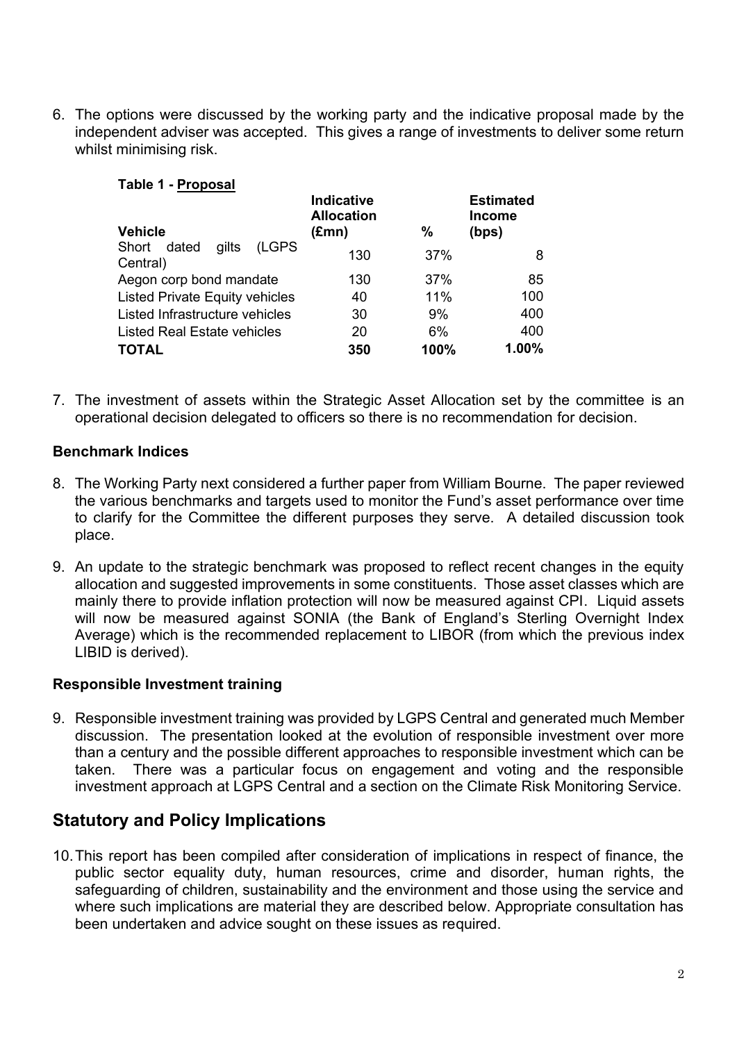6. The options were discussed by the working party and the indicative proposal made by the independent adviser was accepted. This gives a range of investments to deliver some return whilst minimising risk.

**Table 1 - Proposal**

| Vehicle | Indicative Allocation (£mn) | % | Estimated Income (bps) |
|---|---|---|---|
| Short dated gilts (LGPS Central) | 130 | 37% | 8 |
| Aegon corp bond mandate | 130 | 37% | 85 |
| Listed Private Equity vehicles | 40 | 11% | 100 |
| Listed Infrastructure vehicles | 30 | 9% | 400 |
| Listed Real Estate vehicles | 20 | 6% | 400 |
| **TOTAL** | **350** | **100%** | **1.00%** |

7. The investment of assets within the Strategic Asset Allocation set by the committee is an operational decision delegated to officers so there is no recommendation for decision.

### Benchmark Indices

8. The Working Party next considered a further paper from William Bourne. The paper reviewed the various benchmarks and targets used to monitor the Fund's asset performance over time to clarify for the Committee the different purposes they serve. A detailed discussion took place.

9. An update to the strategic benchmark was proposed to reflect recent changes in the equity allocation and suggested improvements in some constituents. Those asset classes which are mainly there to provide inflation protection will now be measured against CPI. Liquid assets will now be measured against SONIA (the Bank of England's Sterling Overnight Index Average) which is the recommended replacement to LIBOR (from which the previous index LIBID is derived).

### Responsible Investment training

9. Responsible investment training was provided by LGPS Central and generated much Member discussion. The presentation looked at the evolution of responsible investment over more than a century and the possible different approaches to responsible investment which can be taken. There was a particular focus on engagement and voting and the responsible investment approach at LGPS Central and a section on the Climate Risk Monitoring Service.

## Statutory and Policy Implications

10. This report has been compiled after consideration of implications in respect of finance, the public sector equality duty, human resources, crime and disorder, human rights, the safeguarding of children, sustainability and the environment and those using the service and where such implications are material they are described below. Appropriate consultation has been undertaken and advice sought on these issues as required.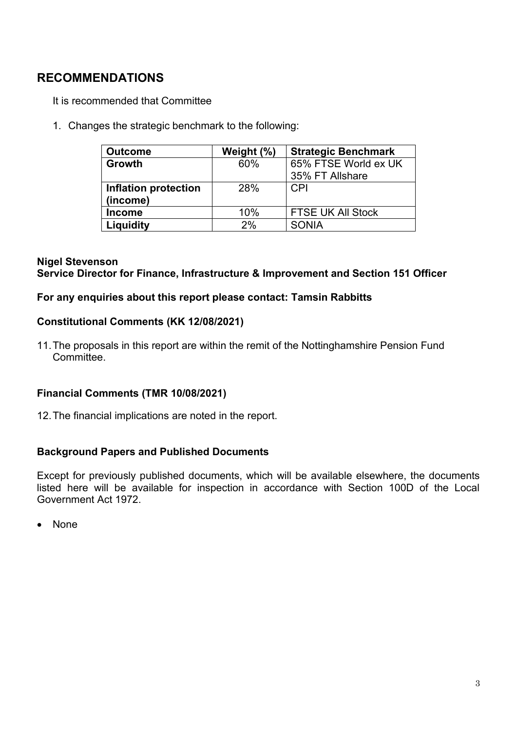## RECOMMENDATIONS

It is recommended that Committee

1. Changes the strategic benchmark to the following:

| Outcome | Weight (%) | Strategic Benchmark |
|---|---|---|
| **Growth** | 60% | 65% FTSE World ex UK<br>35% FT Allshare |
| **Inflation protection (income)** | 28% | CPI |
| **Income** | 10% | FTSE UK All Stock |
| **Liquidity** | 2% | SONIA |

**Nigel Stevenson**
**Service Director for Finance, Infrastructure & Improvement and Section 151 Officer**

**For any enquiries about this report please contact: Tamsin Rabbitts**

**Constitutional Comments (KK 12/08/2021)**

11. The proposals in this report are within the remit of the Nottinghamshire Pension Fund Committee.

**Financial Comments (TMR 10/08/2021)**

12. The financial implications are noted in the report.

**Background Papers and Published Documents**

Except for previously published documents, which will be available elsewhere, the documents listed here will be available for inspection in accordance with Section 100D of the Local Government Act 1972.

- None